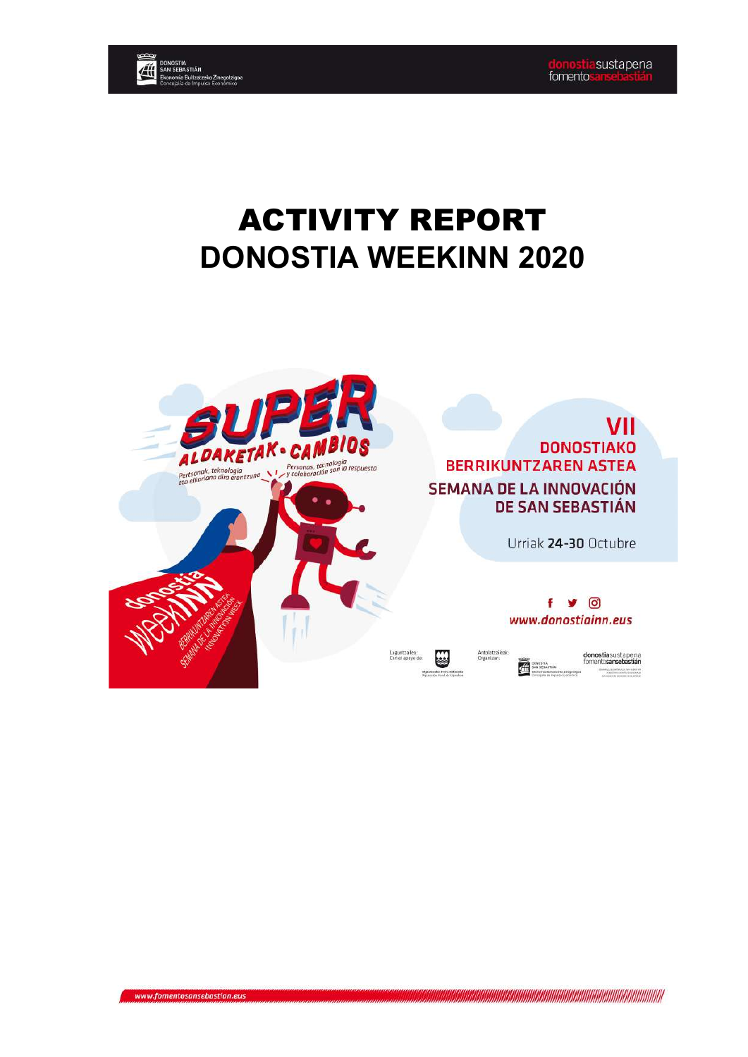# ACTIVITY REPORT
# DONOSTIA WEEKINN 2020

SUPER
ALDAKETAK · CAMBIOS
Pertsonak, teknologia eta elkarlana dira erantzuna
Personas, tecnología y colaboración son la respuesta

VII
DONOSTIAKO BERRIKUNTZAREN ASTEA
SEMANA DE LA INNOVACIÓN DE SAN SEBASTIÁN

Urriak **24-30** Octubre

www.donostiainn.eus

donostia WEEKINN
BERRIKUNTZAREN ASTEA
SEMANA DE LA INNOVACIÓN
INNOVATION WEEK

Laguntzailea: Con el apoyo de:
Antolatzaileak: Organizan: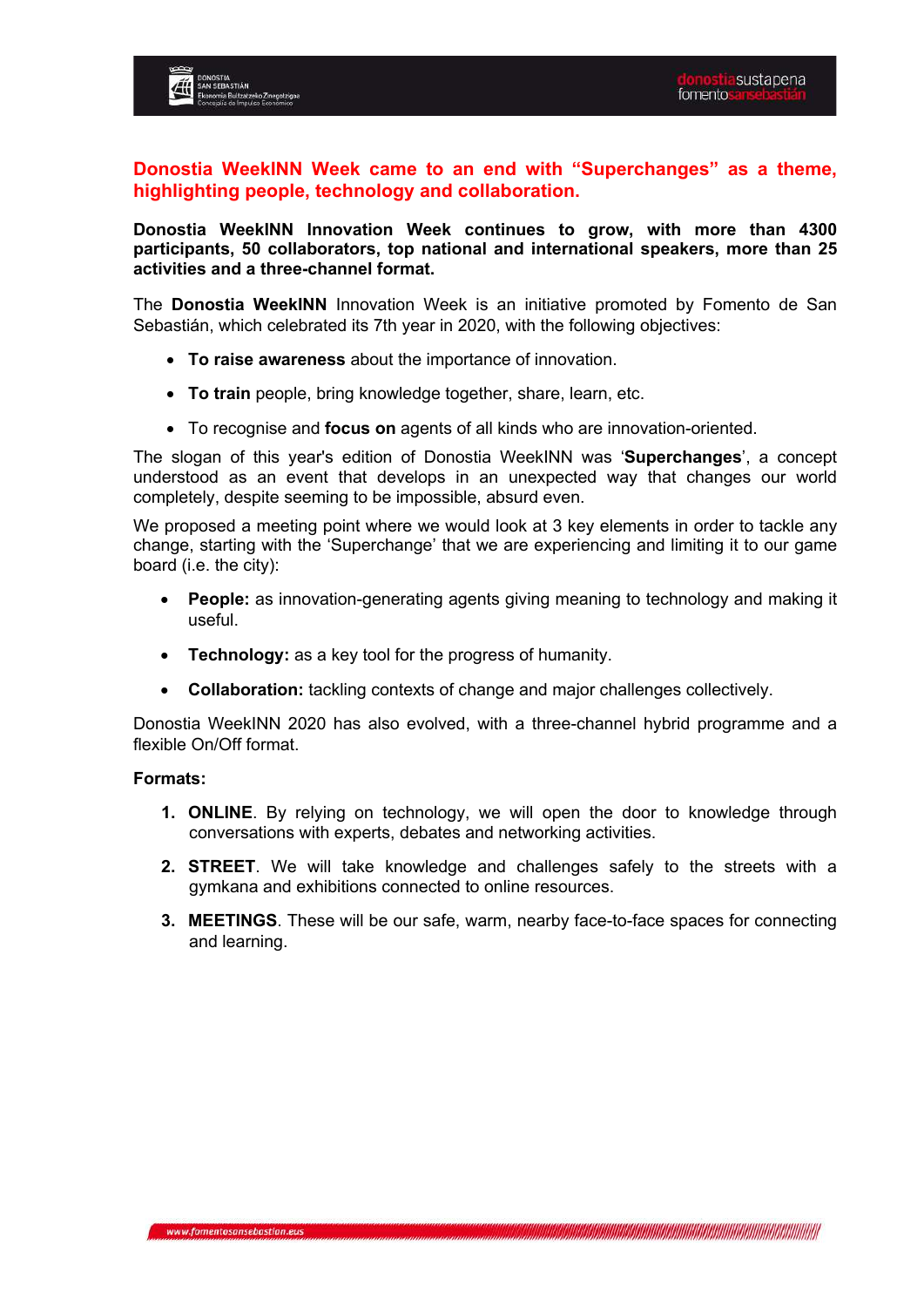## Donostia WeekINN Week came to an end with "Superchanges" as a theme, highlighting people, technology and collaboration.

**Donostia WeekINN Innovation Week continues to grow, with more than 4300 participants, 50 collaborators, top national and international speakers, more than 25 activities and a three-channel format.**

The **Donostia WeekINN** Innovation Week is an initiative promoted by Fomento de San Sebastián, which celebrated its 7th year in 2020, with the following objectives:

- **To raise awareness** about the importance of innovation.
- **To train** people, bring knowledge together, share, learn, etc.
- To recognise and **focus on** agents of all kinds who are innovation-oriented.

The slogan of this year's edition of Donostia WeekINN was '**Superchanges**', a concept understood as an event that develops in an unexpected way that changes our world completely, despite seeming to be impossible, absurd even.

We proposed a meeting point where we would look at 3 key elements in order to tackle any change, starting with the 'Superchange' that we are experiencing and limiting it to our game board (i.e. the city):

- **People:** as innovation-generating agents giving meaning to technology and making it useful.
- **Technology:** as a key tool for the progress of humanity.
- **Collaboration:** tackling contexts of change and major challenges collectively.

Donostia WeekINN 2020 has also evolved, with a three-channel hybrid programme and a flexible On/Off format.

**Formats:**

1. **ONLINE**. By relying on technology, we will open the door to knowledge through conversations with experts, debates and networking activities.
2. **STREET**. We will take knowledge and challenges safely to the streets with a gymkana and exhibitions connected to online resources.
3. **MEETINGS**. These will be our safe, warm, nearby face-to-face spaces for connecting and learning.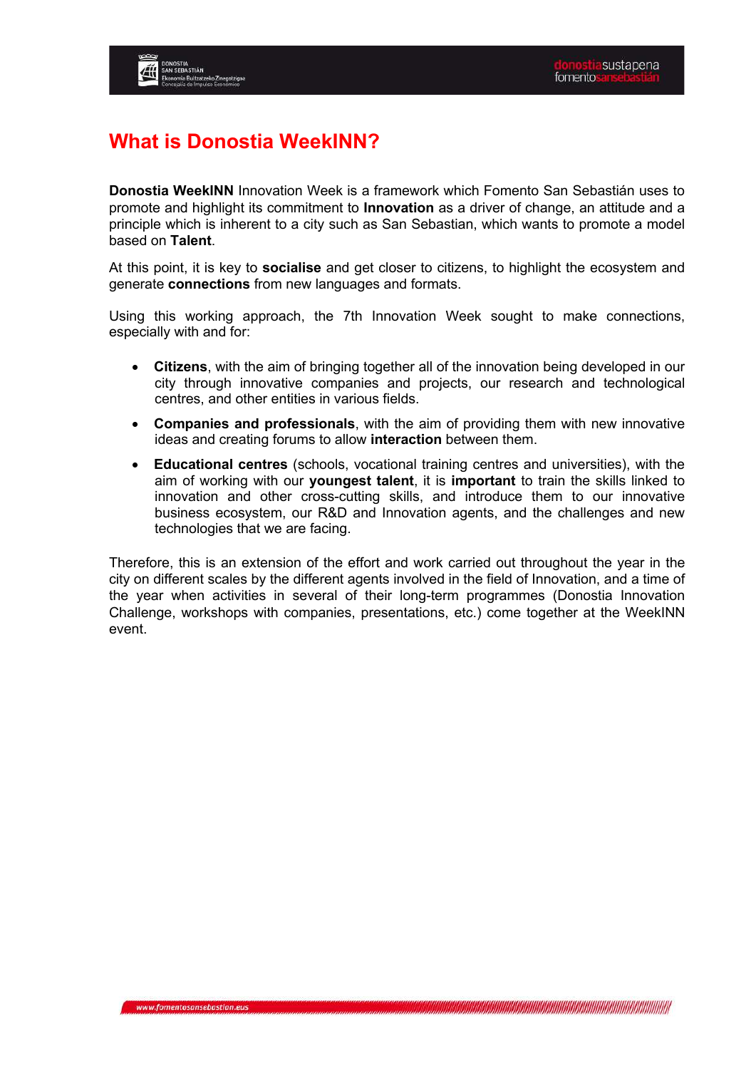# What is Donostia WeekINN?

**Donostia WeekINN** Innovation Week is a framework which Fomento San Sebastián uses to promote and highlight its commitment to **Innovation** as a driver of change, an attitude and a principle which is inherent to a city such as San Sebastian, which wants to promote a model based on **Talent**.

At this point, it is key to **socialise** and get closer to citizens, to highlight the ecosystem and generate **connections** from new languages and formats.

Using this working approach, the 7th Innovation Week sought to make connections, especially with and for:

- **Citizens**, with the aim of bringing together all of the innovation being developed in our city through innovative companies and projects, our research and technological centres, and other entities in various fields.
- **Companies and professionals**, with the aim of providing them with new innovative ideas and creating forums to allow **interaction** between them.
- **Educational centres** (schools, vocational training centres and universities), with the aim of working with our **youngest talent**, it is **important** to train the skills linked to innovation and other cross-cutting skills, and introduce them to our innovative business ecosystem, our R&D and Innovation agents, and the challenges and new technologies that we are facing.

Therefore, this is an extension of the effort and work carried out throughout the year in the city on different scales by the different agents involved in the field of Innovation, and a time of the year when activities in several of their long-term programmes (Donostia Innovation Challenge, workshops with companies, presentations, etc.) come together at the WeekINN event.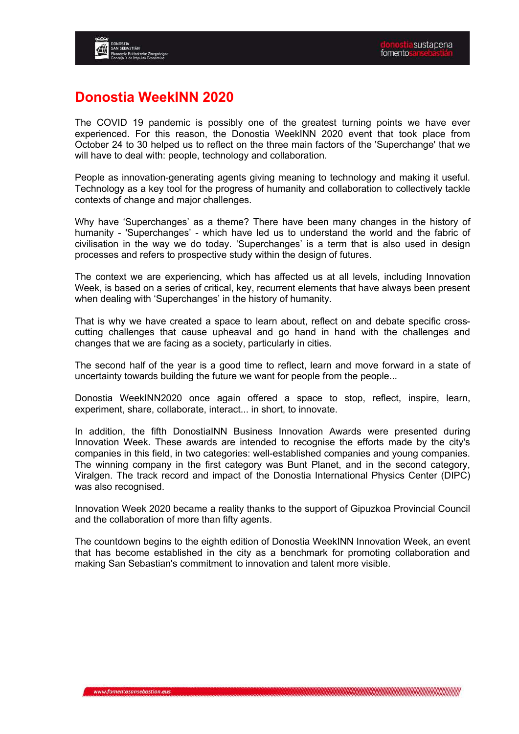# Donostia WeekINN 2020

The COVID 19 pandemic is possibly one of the greatest turning points we have ever experienced. For this reason, the Donostia WeekINN 2020 event that took place from October 24 to 30 helped us to reflect on the three main factors of the 'Superchange' that we will have to deal with: people, technology and collaboration.

People as innovation-generating agents giving meaning to technology and making it useful. Technology as a key tool for the progress of humanity and collaboration to collectively tackle contexts of change and major challenges.

Why have ‘Superchanges’ as a theme? There have been many changes in the history of humanity - 'Superchanges’ - which have led us to understand the world and the fabric of civilisation in the way we do today. ‘Superchanges’ is a term that is also used in design processes and refers to prospective study within the design of futures.

The context we are experiencing, which has affected us at all levels, including Innovation Week, is based on a series of critical, key, recurrent elements that have always been present when dealing with ‘Superchanges’ in the history of humanity.

That is why we have created a space to learn about, reflect on and debate specific cross-cutting challenges that cause upheaval and go hand in hand with the challenges and changes that we are facing as a society, particularly in cities.

The second half of the year is a good time to reflect, learn and move forward in a state of uncertainty towards building the future we want for people from the people...

Donostia WeekINN2020 once again offered a space to stop, reflect, inspire, learn, experiment, share, collaborate, interact... in short, to innovate.

In addition, the fifth DonostiaINN Business Innovation Awards were presented during Innovation Week. These awards are intended to recognise the efforts made by the city's companies in this field, in two categories: well-established companies and young companies. The winning company in the first category was Bunt Planet, and in the second category, Viralgen. The track record and impact of the Donostia International Physics Center (DIPC) was also recognised.

Innovation Week 2020 became a reality thanks to the support of Gipuzkoa Provincial Council and the collaboration of more than fifty agents.

The countdown begins to the eighth edition of Donostia WeekINN Innovation Week, an event that has become established in the city as a benchmark for promoting collaboration and making San Sebastian's commitment to innovation and talent more visible.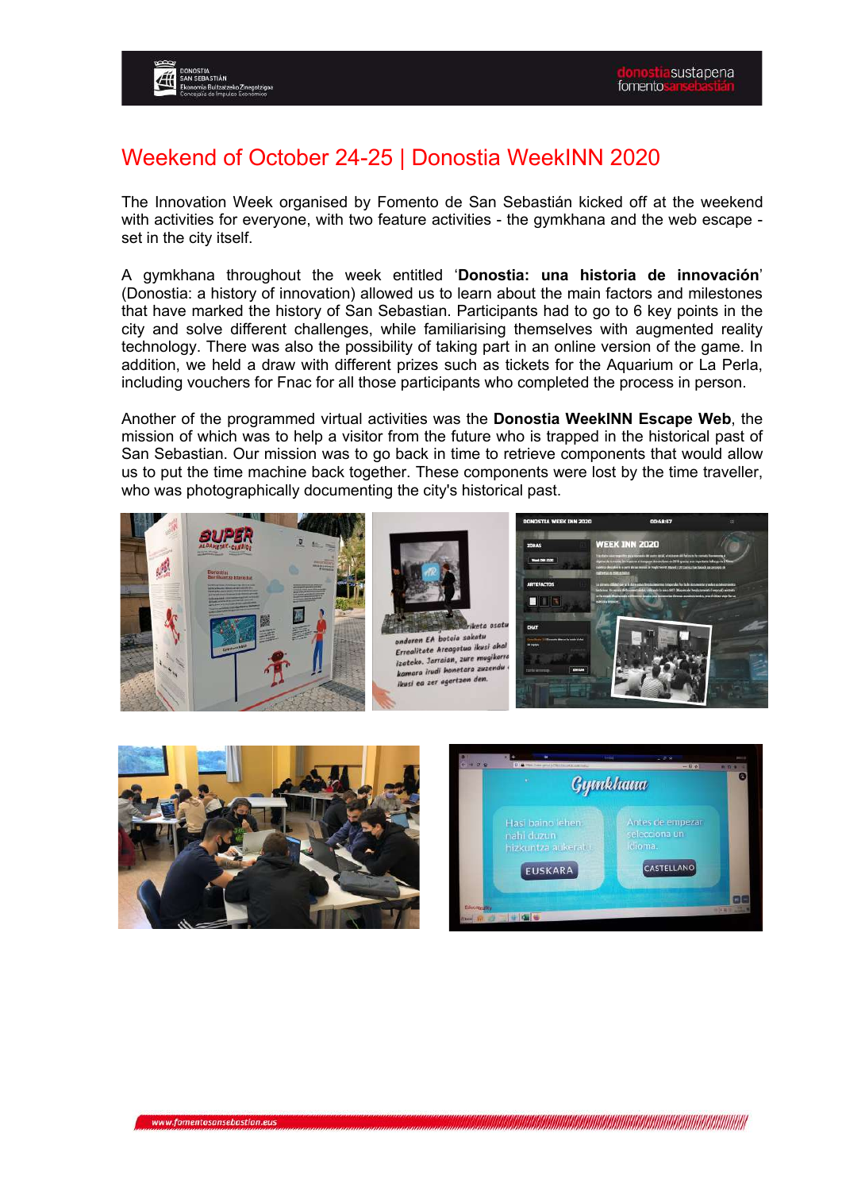# Weekend of October 24-25 | Donostia WeekINN 2020

The Innovation Week organised by Fomento de San Sebastián kicked off at the weekend with activities for everyone, with two feature activities - the gymkhana and the web escape - set in the city itself.

A gymkhana throughout the week entitled '**Donostia: una historia de innovación**' (Donostia: a history of innovation) allowed us to learn about the main factors and milestones that have marked the history of San Sebastian. Participants had to go to 6 key points in the city and solve different challenges, while familiarising themselves with augmented reality technology. There was also the possibility of taking part in an online version of the game. In addition, we held a draw with different prizes such as tickets for the Aquarium or La Perla, including vouchers for Fnac for all those participants who completed the process in person.

Another of the programmed virtual activities was the **Donostia WeekINN Escape Web**, the mission of which was to help a visitor from the future who is trapped in the historical past of San Sebastian. Our mission was to go back in time to retrieve components that would allow us to put the time machine back together. These components were lost by the time traveller, who was photographically documenting the city's historical past.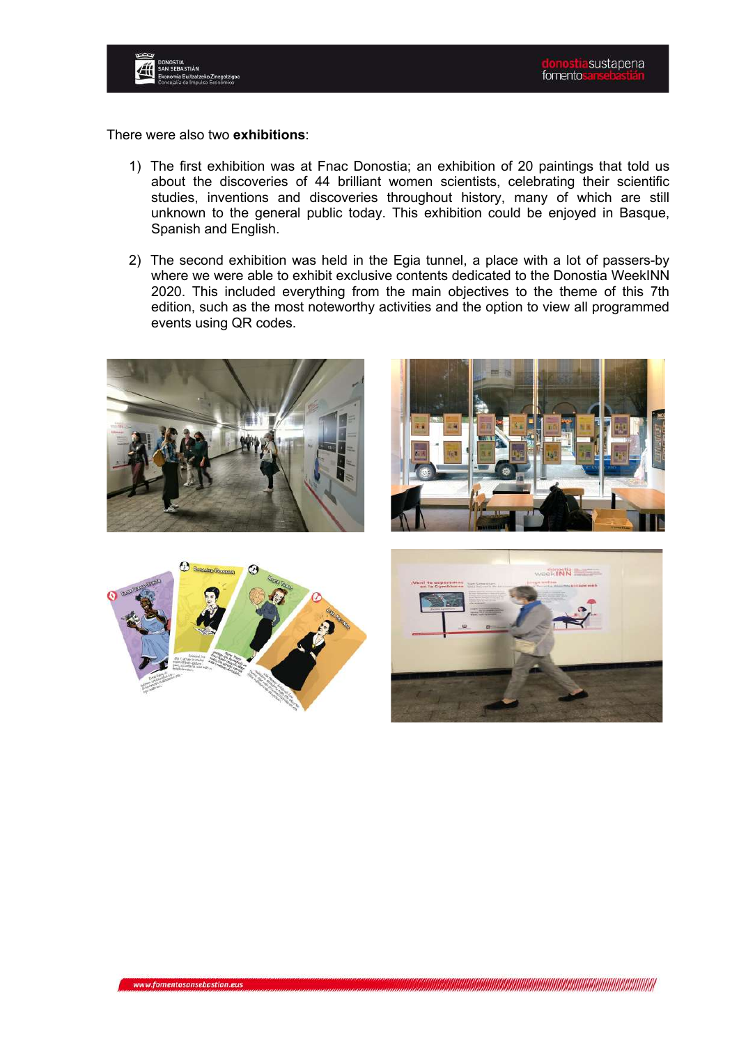There were also two **exhibitions**:

1) The first exhibition was at Fnac Donostia; an exhibition of 20 paintings that told us about the discoveries of 44 brilliant women scientists, celebrating their scientific studies, inventions and discoveries throughout history, many of which are still unknown to the general public today. This exhibition could be enjoyed in Basque, Spanish and English.

2) The second exhibition was held in the Egia tunnel, a place with a lot of passers-by where we were able to exhibit exclusive contents dedicated to the Donostia WeekINN 2020. This included everything from the main objectives to the theme of this 7th edition, such as the most noteworthy activities and the option to view all programmed events using QR codes.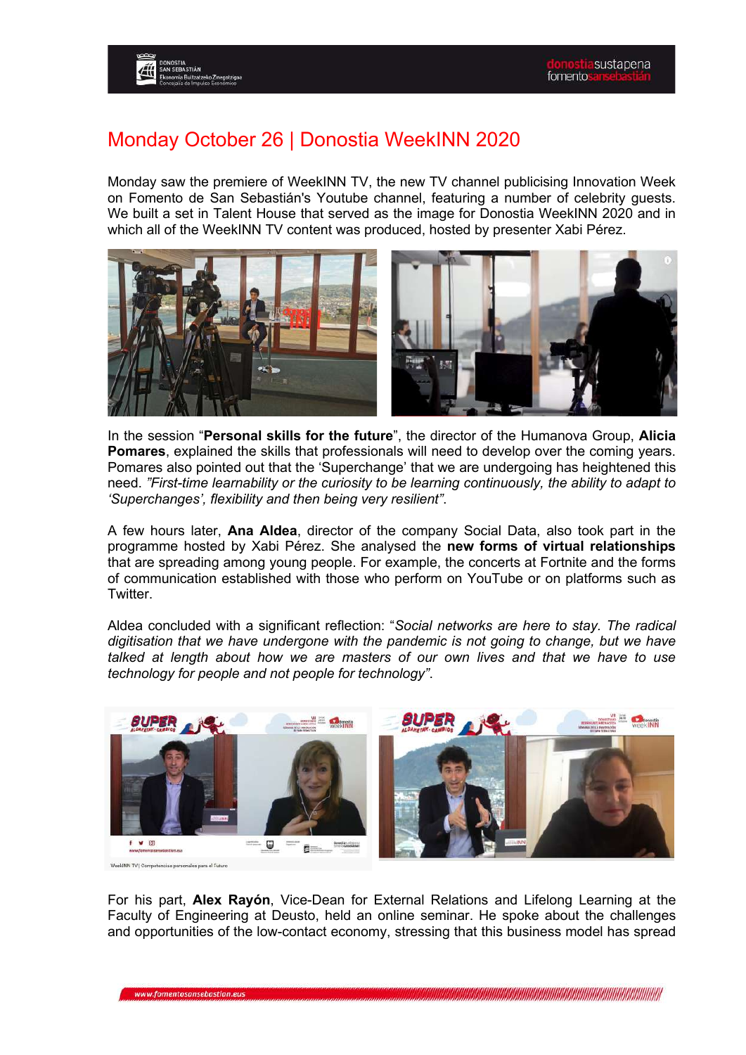# Monday October 26 | Donostia WeekINN 2020

Monday saw the premiere of WeekINN TV, the new TV channel publicising Innovation Week on Fomento de San Sebastián's Youtube channel, featuring a number of celebrity guests. We built a set in Talent House that served as the image for Donostia WeekINN 2020 and in which all of the WeekINN TV content was produced, hosted by presenter Xabi Pérez.

In the session "**Personal skills for the future**", the director of the Humanova Group, **Alicia Pomares**, explained the skills that professionals will need to develop over the coming years. Pomares also pointed out that the 'Superchange' that we are undergoing has heightened this need. *"First-time learnability or the curiosity to be learning continuously, the ability to adapt to 'Superchanges', flexibility and then being very resilient"*.

A few hours later, **Ana Aldea**, director of the company Social Data, also took part in the programme hosted by Xabi Pérez. She analysed the **new forms of virtual relationships** that are spreading among young people. For example, the concerts at Fortnite and the forms of communication established with those who perform on YouTube or on platforms such as Twitter.

Aldea concluded with a significant reflection: "*Social networks are here to stay. The radical digitisation that we have undergone with the pandemic is not going to change, but we have talked at length about how we are masters of our own lives and that we have to use technology for people and not people for technology"*.

WeekINN TV | Competencias personales para el Futuro

For his part, **Alex Rayón**, Vice-Dean for External Relations and Lifelong Learning at the Faculty of Engineering at Deusto, held an online seminar. He spoke about the challenges and opportunities of the low-contact economy, stressing that this business model has spread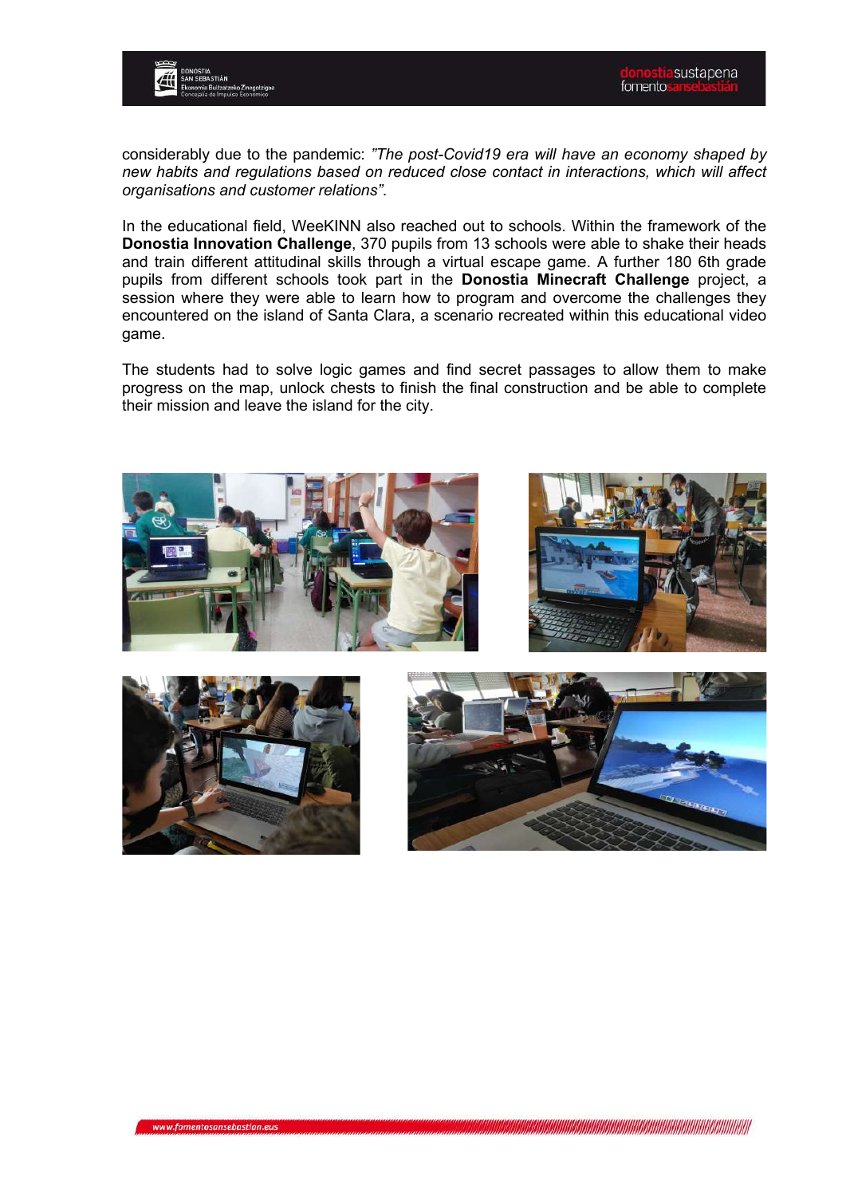considerably due to the pandemic: *"The post-Covid19 era will have an economy shaped by new habits and regulations based on reduced close contact in interactions, which will affect organisations and customer relations"*.

In the educational field, WeeKINN also reached out to schools. Within the framework of the **Donostia Innovation Challenge**, 370 pupils from 13 schools were able to shake their heads and train different attitudinal skills through a virtual escape game. A further 180 6th grade pupils from different schools took part in the **Donostia Minecraft Challenge** project, a session where they were able to learn how to program and overcome the challenges they encountered on the island of Santa Clara, a scenario recreated within this educational video game.

The students had to solve logic games and find secret passages to allow them to make progress on the map, unlock chests to finish the final construction and be able to complete their mission and leave the island for the city.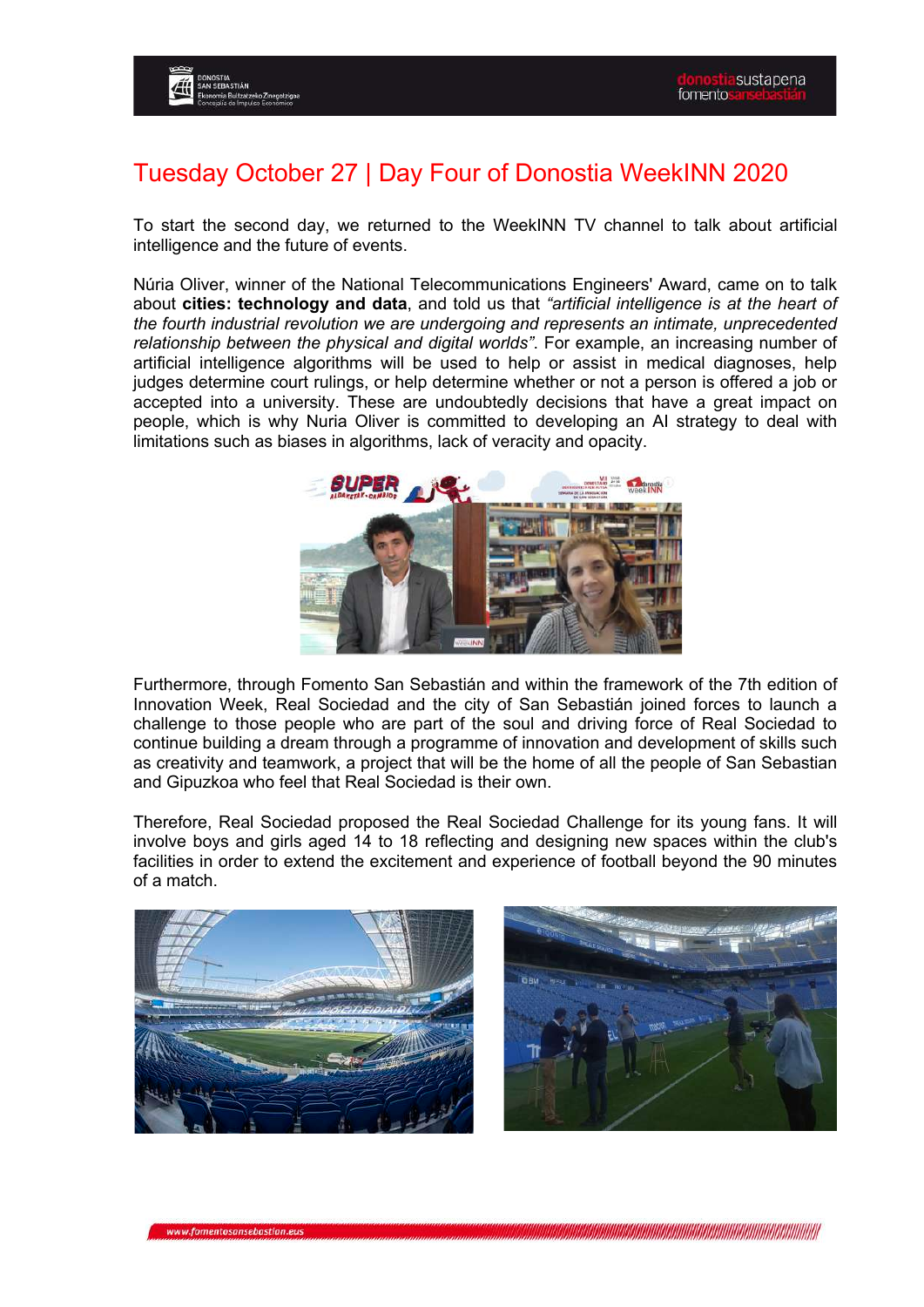# Tuesday October 27 | Day Four of Donostia WeekINN 2020

To start the second day, we returned to the WeekINN TV channel to talk about artificial intelligence and the future of events.

Núria Oliver, winner of the National Telecommunications Engineers' Award, came on to talk about **cities: technology and data**, and told us that *"artificial intelligence is at the heart of the fourth industrial revolution we are undergoing and represents an intimate, unprecedented relationship between the physical and digital worlds"*. For example, an increasing number of artificial intelligence algorithms will be used to help or assist in medical diagnoses, help judges determine court rulings, or help determine whether or not a person is offered a job or accepted into a university. These are undoubtedly decisions that have a great impact on people, which is why Nuria Oliver is committed to developing an AI strategy to deal with limitations such as biases in algorithms, lack of veracity and opacity.

Furthermore, through Fomento San Sebastián and within the framework of the 7th edition of Innovation Week, Real Sociedad and the city of San Sebastián joined forces to launch a challenge to those people who are part of the soul and driving force of Real Sociedad to continue building a dream through a programme of innovation and development of skills such as creativity and teamwork, a project that will be the home of all the people of San Sebastian and Gipuzkoa who feel that Real Sociedad is their own.

Therefore, Real Sociedad proposed the Real Sociedad Challenge for its young fans. It will involve boys and girls aged 14 to 18 reflecting and designing new spaces within the club's facilities in order to extend the excitement and experience of football beyond the 90 minutes of a match.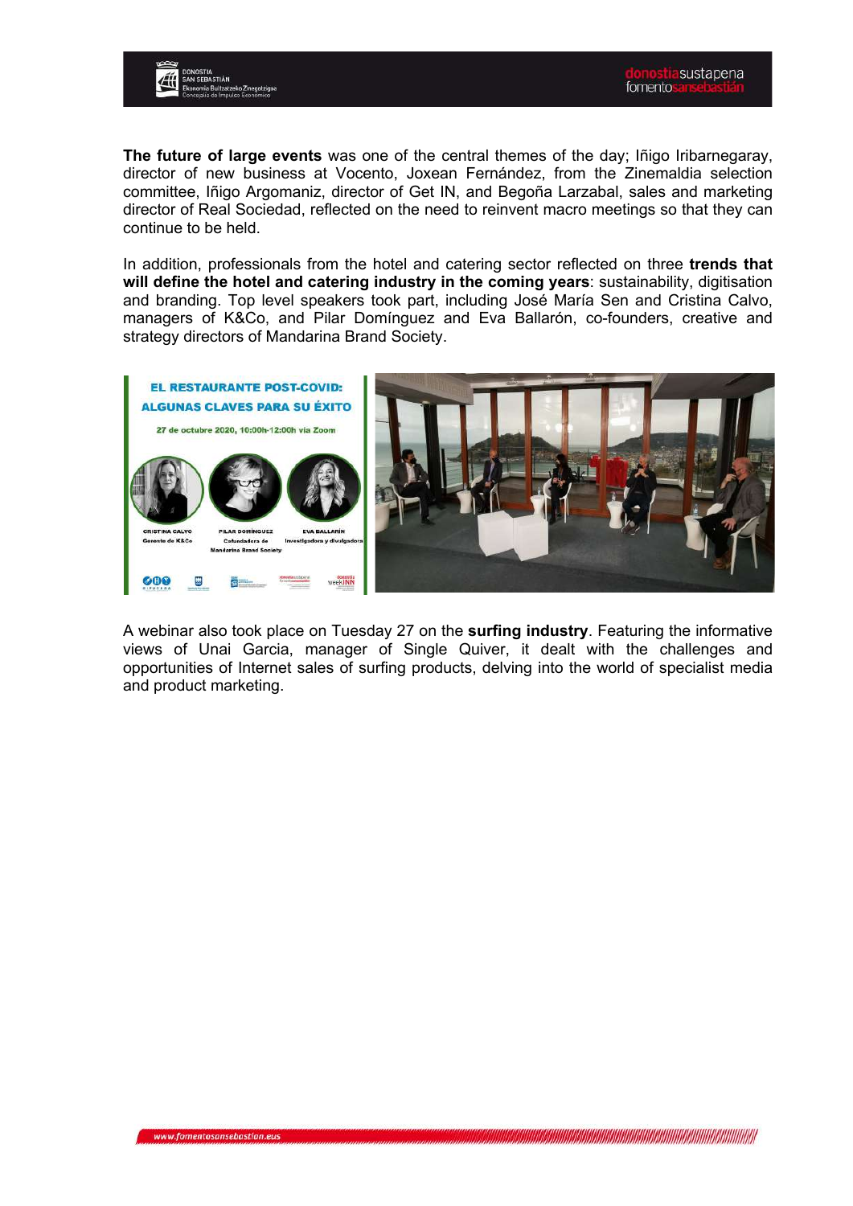**The future of large events** was one of the central themes of the day; Iñigo Iribarnegaray, director of new business at Vocento, Joxean Fernández, from the Zinemaldia selection committee, Iñigo Argomaniz, director of Get IN, and Begoña Larzabal, sales and marketing director of Real Sociedad, reflected on the need to reinvent macro meetings so that they can continue to be held.

In addition, professionals from the hotel and catering sector reflected on three **trends that will define the hotel and catering industry in the coming years**: sustainability, digitisation and branding. Top level speakers took part, including José María Sen and Cristina Calvo, managers of K&Co, and Pilar Domínguez and Eva Ballarón, co-founders, creative and strategy directors of Mandarina Brand Society.

A webinar also took place on Tuesday 27 on the **surfing industry**. Featuring the informative views of Unai Garcia, manager of Single Quiver, it dealt with the challenges and opportunities of Internet sales of surfing products, delving into the world of specialist media and product marketing.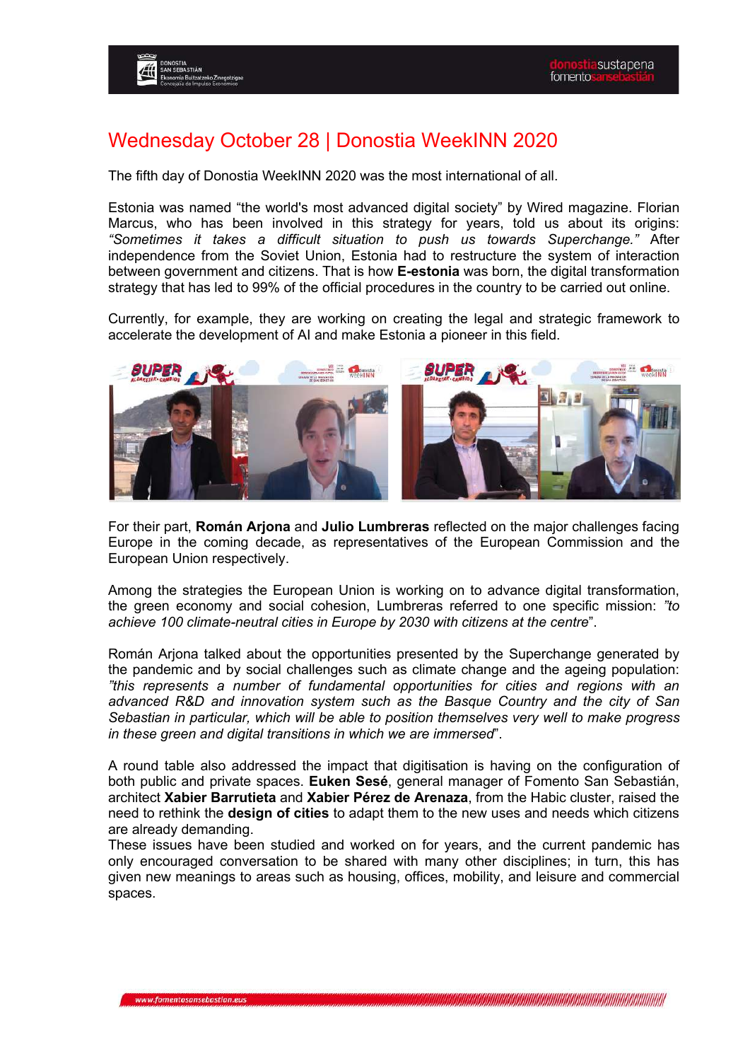# Wednesday October 28 | Donostia WeekINN 2020

The fifth day of Donostia WeekINN 2020 was the most international of all.

Estonia was named "the world's most advanced digital society" by Wired magazine. Florian Marcus, who has been involved in this strategy for years, told us about its origins: *"Sometimes it takes a difficult situation to push us towards Superchange."* After independence from the Soviet Union, Estonia had to restructure the system of interaction between government and citizens. That is how **E-estonia** was born, the digital transformation strategy that has led to 99% of the official procedures in the country to be carried out online.

Currently, for example, they are working on creating the legal and strategic framework to accelerate the development of AI and make Estonia a pioneer in this field.

For their part, **Román Arjona** and **Julio Lumbreras** reflected on the major challenges facing Europe in the coming decade, as representatives of the European Commission and the European Union respectively.

Among the strategies the European Union is working on to advance digital transformation, the green economy and social cohesion, Lumbreras referred to one specific mission: *"to achieve 100 climate-neutral cities in Europe by 2030 with citizens at the centre*".

Román Arjona talked about the opportunities presented by the Superchange generated by the pandemic and by social challenges such as climate change and the ageing population: *"this represents a number of fundamental opportunities for cities and regions with an advanced R&D and innovation system such as the Basque Country and the city of San Sebastian in particular, which will be able to position themselves very well to make progress in these green and digital transitions in which we are immersed*".

A round table also addressed the impact that digitisation is having on the configuration of both public and private spaces. **Euken Sesé**, general manager of Fomento San Sebastián, architect **Xabier Barrutieta** and **Xabier Pérez de Arenaza**, from the Habic cluster, raised the need to rethink the **design of cities** to adapt them to the new uses and needs which citizens are already demanding.

These issues have been studied and worked on for years, and the current pandemic has only encouraged conversation to be shared with many other disciplines; in turn, this has given new meanings to areas such as housing, offices, mobility, and leisure and commercial spaces.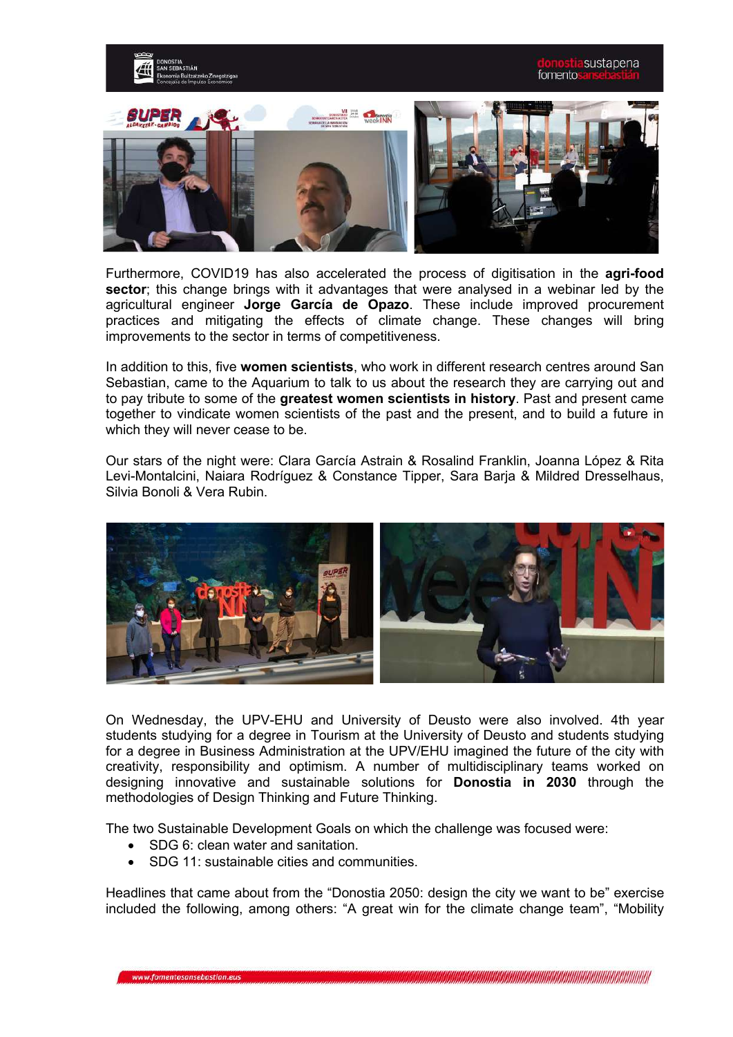Furthermore, COVID19 has also accelerated the process of digitisation in the **agri-food sector**; this change brings with it advantages that were analysed in a webinar led by the agricultural engineer **Jorge García de Opazo**. These include improved procurement practices and mitigating the effects of climate change. These changes will bring improvements to the sector in terms of competitiveness.

In addition to this, five **women scientists**, who work in different research centres around San Sebastian, came to the Aquarium to talk to us about the research they are carrying out and to pay tribute to some of the **greatest women scientists in history**. Past and present came together to vindicate women scientists of the past and the present, and to build a future in which they will never cease to be.

Our stars of the night were: Clara García Astrain & Rosalind Franklin, Joanna López & Rita Levi-Montalcini, Naiara Rodríguez & Constance Tipper, Sara Barja & Mildred Dresselhaus, Silvia Bonoli & Vera Rubin.

On Wednesday, the UPV-EHU and University of Deusto were also involved. 4th year students studying for a degree in Tourism at the University of Deusto and students studying for a degree in Business Administration at the UPV/EHU imagined the future of the city with creativity, responsibility and optimism. A number of multidisciplinary teams worked on designing innovative and sustainable solutions for **Donostia in 2030** through the methodologies of Design Thinking and Future Thinking.

The two Sustainable Development Goals on which the challenge was focused were:

- SDG 6: clean water and sanitation.
- SDG 11: sustainable cities and communities.

Headlines that came about from the "Donostia 2050: design the city we want to be" exercise included the following, among others: "A great win for the climate change team", "Mobility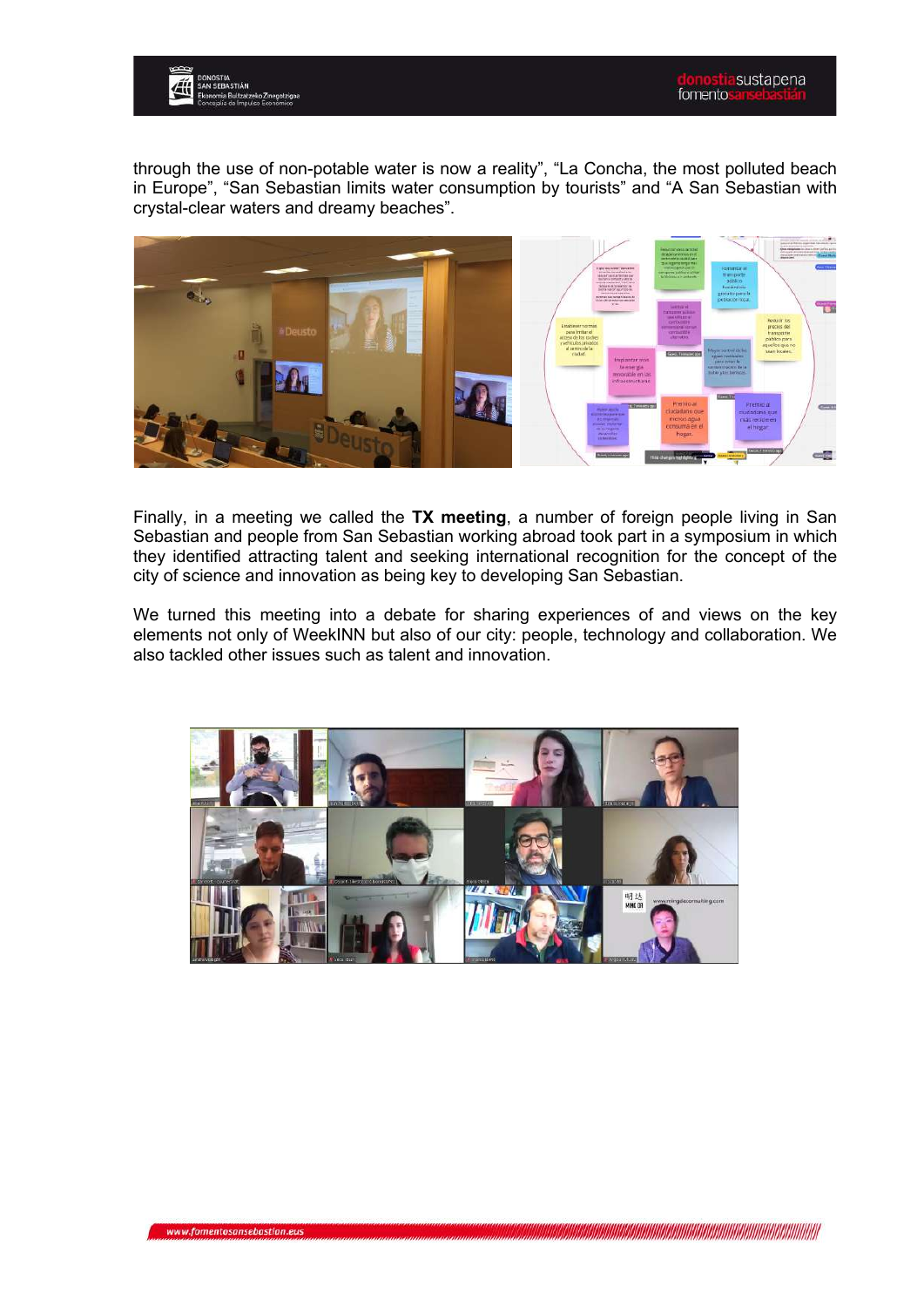through the use of non-potable water is now a reality", "La Concha, the most polluted beach in Europe", "San Sebastian limits water consumption by tourists" and "A San Sebastian with crystal-clear waters and dreamy beaches".

Finally, in a meeting we called the **TX meeting**, a number of foreign people living in San Sebastian and people from San Sebastian working abroad took part in a symposium in which they identified attracting talent and seeking international recognition for the concept of the city of science and innovation as being key to developing San Sebastian.

We turned this meeting into a debate for sharing experiences of and views on the key elements not only of WeekINN but also of our city: people, technology and collaboration. We also tackled other issues such as talent and innovation.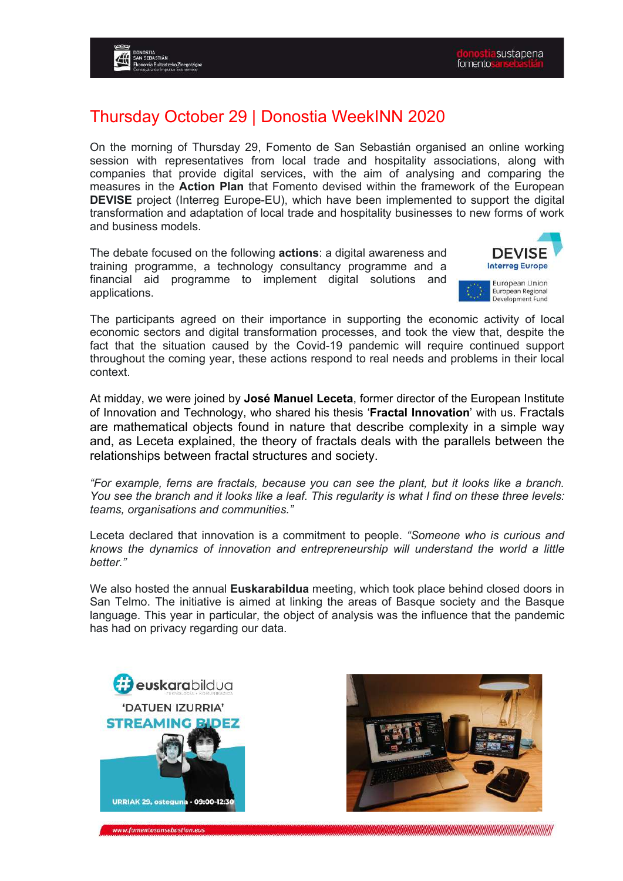# Thursday October 29 | Donostia WeekINN 2020

On the morning of Thursday 29, Fomento de San Sebastián organised an online working session with representatives from local trade and hospitality associations, along with companies that provide digital services, with the aim of analysing and comparing the measures in the **Action Plan** that Fomento devised within the framework of the European **DEVISE** project (Interreg Europe-EU), which have been implemented to support the digital transformation and adaptation of local trade and hospitality businesses to new forms of work and business models.

The debate focused on the following **actions**: a digital awareness and training programme, a technology consultancy programme and a financial aid programme to implement digital solutions and applications.

The participants agreed on their importance in supporting the economic activity of local economic sectors and digital transformation processes, and took the view that, despite the fact that the situation caused by the Covid-19 pandemic will require continued support throughout the coming year, these actions respond to real needs and problems in their local context.

At midday, we were joined by **José Manuel Leceta**, former director of the European Institute of Innovation and Technology, who shared his thesis '**Fractal Innovation**' with us. Fractals are mathematical objects found in nature that describe complexity in a simple way and, as Leceta explained, the theory of fractals deals with the parallels between the relationships between fractal structures and society.

*"For example, ferns are fractals, because you can see the plant, but it looks like a branch. You see the branch and it looks like a leaf. This regularity is what I find on these three levels: teams, organisations and communities."*

Leceta declared that innovation is a commitment to people. *"Someone who is curious and knows the dynamics of innovation and entrepreneurship will understand the world a little better."*

We also hosted the annual **Euskarabildua** meeting, which took place behind closed doors in San Telmo. The initiative is aimed at linking the areas of Basque society and the Basque language. This year in particular, the object of analysis was the influence that the pandemic has had on privacy regarding our data.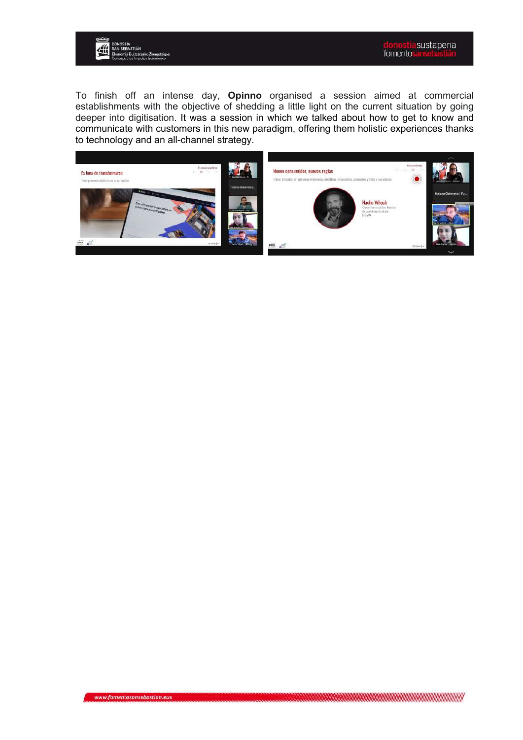To finish off an intense day, **Opinno** organised a session aimed at commercial establishments with the objective of shedding a little light on the current situation by going deeper into digitisation. It was a session in which we talked about how to get to know and communicate with customers in this new paradigm, offering them holistic experiences thanks to technology and an all-channel strategy.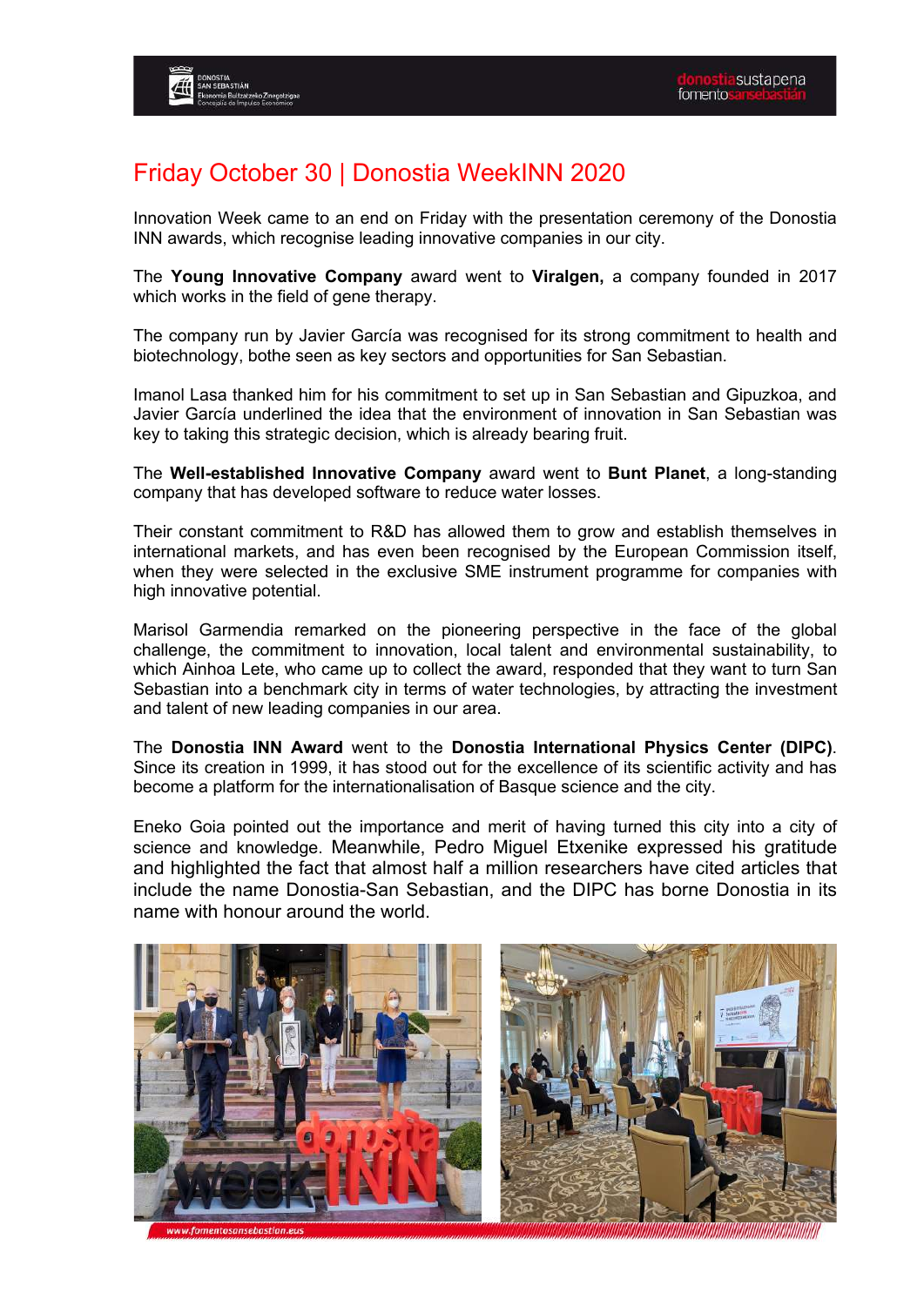# Friday October 30 | Donostia WeekINN 2020

Innovation Week came to an end on Friday with the presentation ceremony of the Donostia INN awards, which recognise leading innovative companies in our city.

The **Young Innovative Company** award went to **Viralgen,** a company founded in 2017 which works in the field of gene therapy.

The company run by Javier García was recognised for its strong commitment to health and biotechnology, bothe seen as key sectors and opportunities for San Sebastian.

Imanol Lasa thanked him for his commitment to set up in San Sebastian and Gipuzkoa, and Javier García underlined the idea that the environment of innovation in San Sebastian was key to taking this strategic decision, which is already bearing fruit.

The **Well-established Innovative Company** award went to **Bunt Planet**, a long-standing company that has developed software to reduce water losses.

Their constant commitment to R&D has allowed them to grow and establish themselves in international markets, and has even been recognised by the European Commission itself, when they were selected in the exclusive SME instrument programme for companies with high innovative potential.

Marisol Garmendia remarked on the pioneering perspective in the face of the global challenge, the commitment to innovation, local talent and environmental sustainability, to which Ainhoa Lete, who came up to collect the award, responded that they want to turn San Sebastian into a benchmark city in terms of water technologies, by attracting the investment and talent of new leading companies in our area.

The **Donostia INN Award** went to the **Donostia International Physics Center (DIPC)**. Since its creation in 1999, it has stood out for the excellence of its scientific activity and has become a platform for the internationalisation of Basque science and the city.

Eneko Goia pointed out the importance and merit of having turned this city into a city of science and knowledge. Meanwhile, Pedro Miguel Etxenike expressed his gratitude and highlighted the fact that almost half a million researchers have cited articles that include the name Donostia-San Sebastian, and the DIPC has borne Donostia in its name with honour around the world.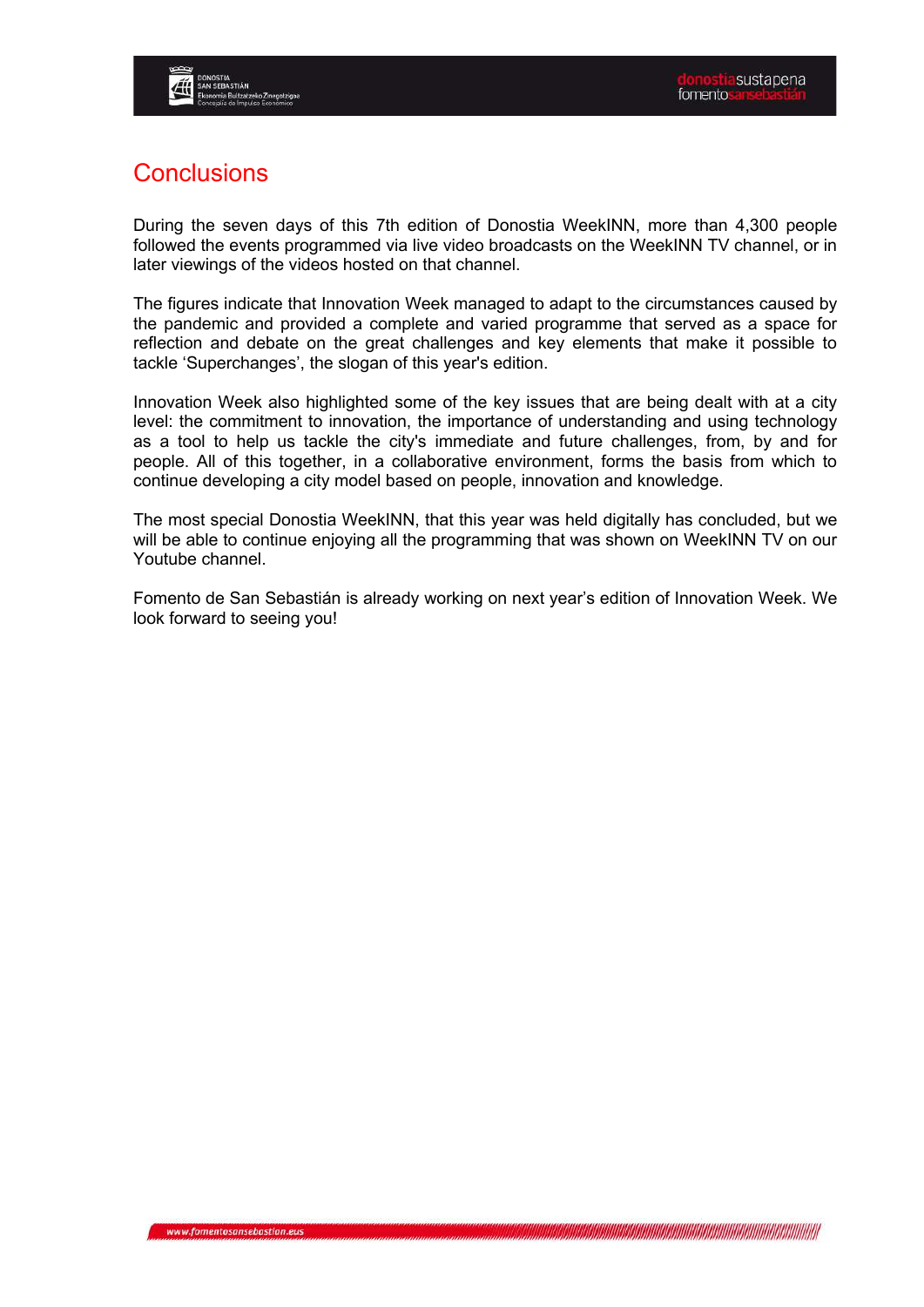## Conclusions

During the seven days of this 7th edition of Donostia WeekINN, more than 4,300 people followed the events programmed via live video broadcasts on the WeekINN TV channel, or in later viewings of the videos hosted on that channel.

The figures indicate that Innovation Week managed to adapt to the circumstances caused by the pandemic and provided a complete and varied programme that served as a space for reflection and debate on the great challenges and key elements that make it possible to tackle 'Superchanges', the slogan of this year's edition.

Innovation Week also highlighted some of the key issues that are being dealt with at a city level: the commitment to innovation, the importance of understanding and using technology as a tool to help us tackle the city's immediate and future challenges, from, by and for people. All of this together, in a collaborative environment, forms the basis from which to continue developing a city model based on people, innovation and knowledge.

The most special Donostia WeekINN, that this year was held digitally has concluded, but we will be able to continue enjoying all the programming that was shown on WeekINN TV on our Youtube channel.

Fomento de San Sebastián is already working on next year's edition of Innovation Week. We look forward to seeing you!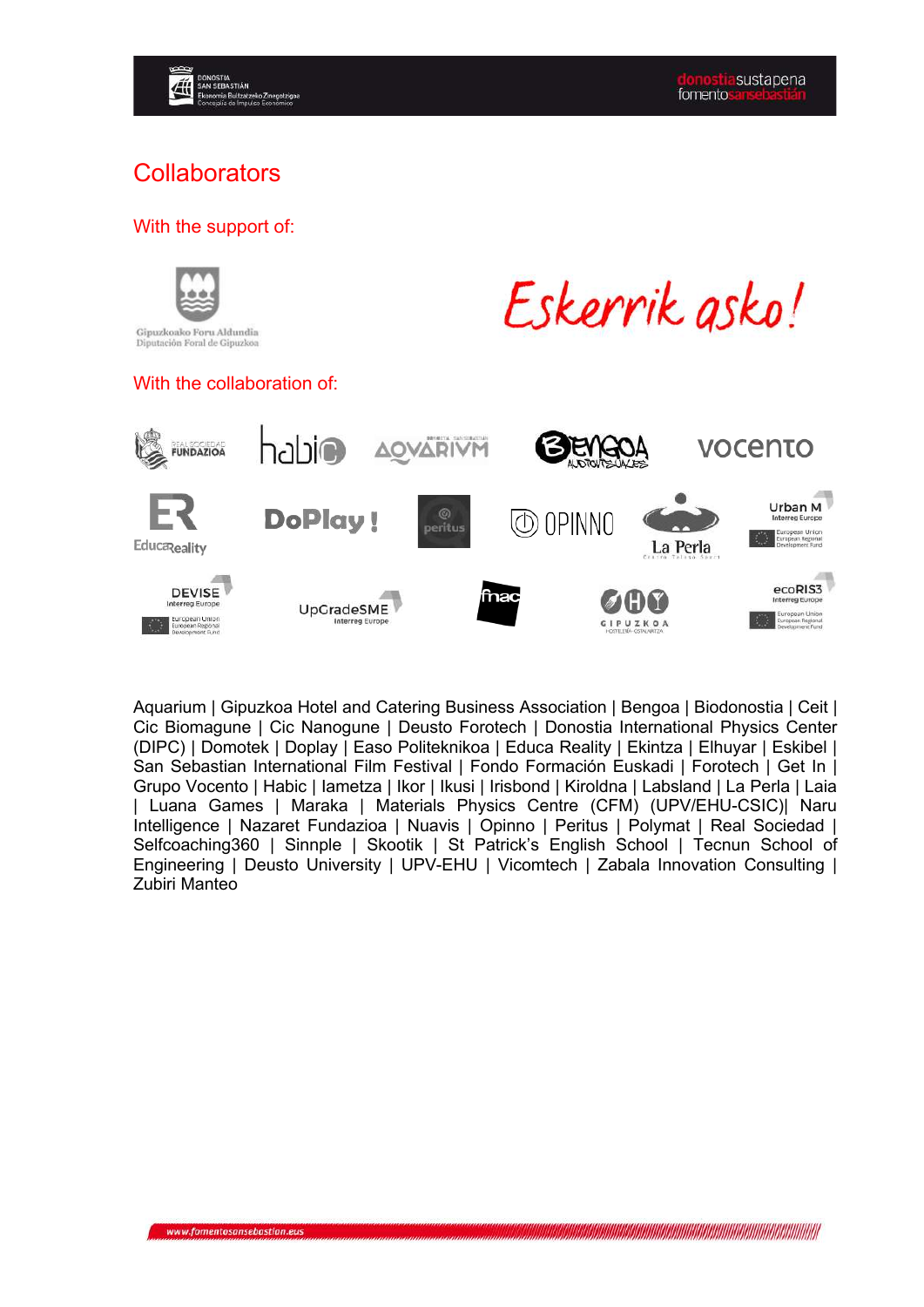# Collaborators

With the support of:

Eskerrik asko!

With the collaboration of:

Aquarium | Gipuzkoa Hotel and Catering Business Association | Bengoa | Biodonostia | Ceit | Cic Biomagune | Cic Nanogune | Deusto Forotech | Donostia International Physics Center (DIPC) | Domotek | Doplay | Easo Politeknikoa | Educa Reality | Ekintza | Elhuyar | Eskibel | San Sebastian International Film Festival | Fondo Formación Euskadi | Forotech | Get In | Grupo Vocento | Habic | Iametza | Ikor | Ikusi | Irisbond | Kiroldna | Labsland | La Perla | Laia | Luana Games | Maraka | Materials Physics Centre (CFM) (UPV/EHU-CSIC)| Naru Intelligence | Nazaret Fundazioa | Nuavis | Opinno | Peritus | Polymat | Real Sociedad | Selfcoaching360 | Sinnple | Skootik | St Patrick's English School | Tecnun School of Engineering | Deusto University | UPV-EHU | Vicomtech | Zabala Innovation Consulting | Zubiri Manteo